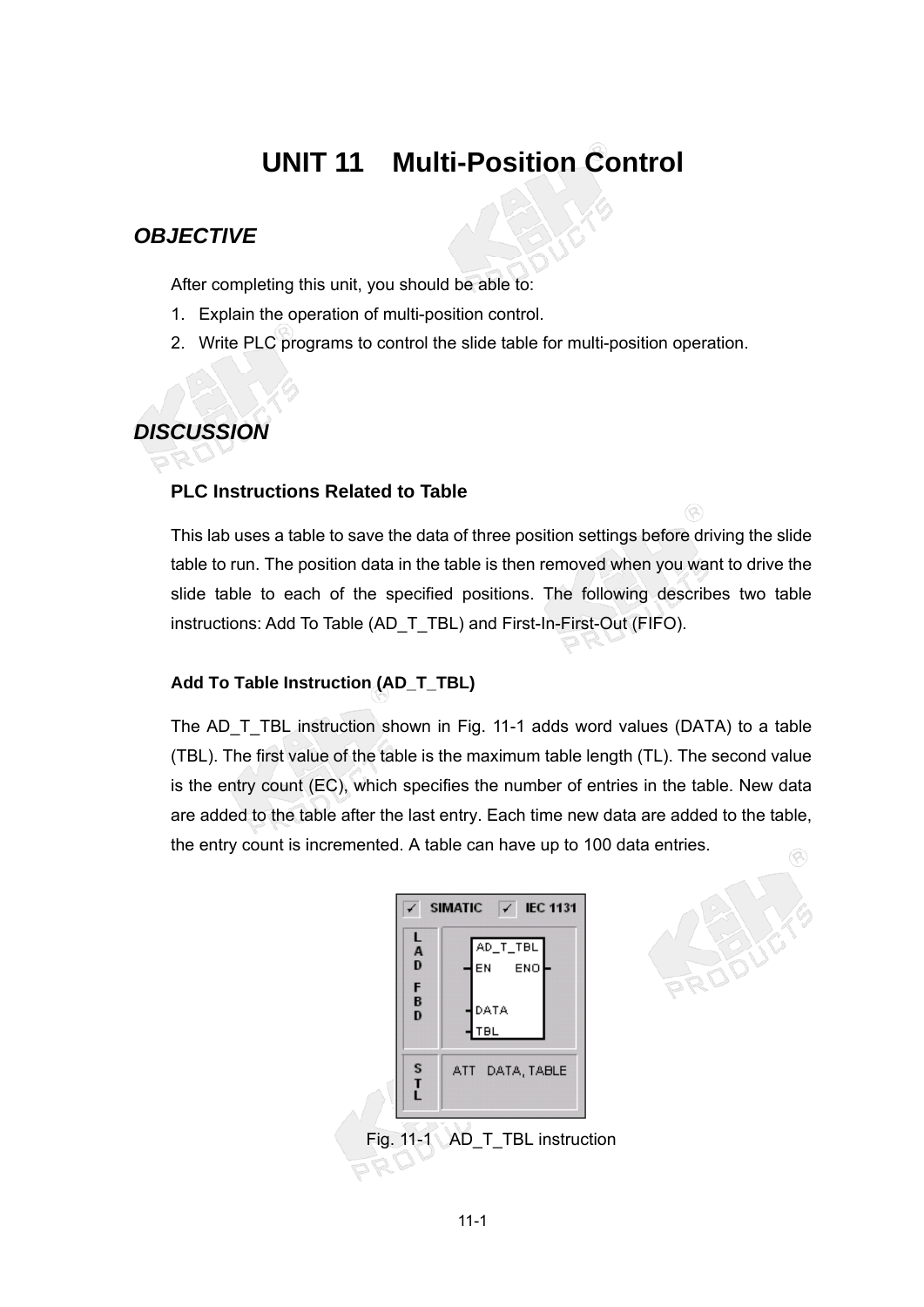# UNIT 11 Multi-Position Control

## OBJECTIVE

After completing this unit, you should be able to:

1. Explain the operation of multi-position control.
2. Write PLC programs to control the slide table for multi-position operation.

## DISCUSSION

### PLC Instructions Related to Table

This lab uses a table to save the data of three position settings before driving the slide table to run. The position data in the table is then removed when you want to drive the slide table to each of the specified positions. The following describes two table instructions: Add To Table (AD_T_TBL) and First-In-First-Out (FIFO).

#### Add To Table Instruction (AD_T_TBL)

The AD_T_TBL instruction shown in Fig. 11-1 adds word values (DATA) to a table (TBL). The first value of the table is the maximum table length (TL). The second value is the entry count (EC), which specifies the number of entries in the table. New data are added to the table after the last entry. Each time new data are added to the table, the entry count is incremented. A table can have up to 100 data entries.

Fig. 11-1 AD_T_TBL instruction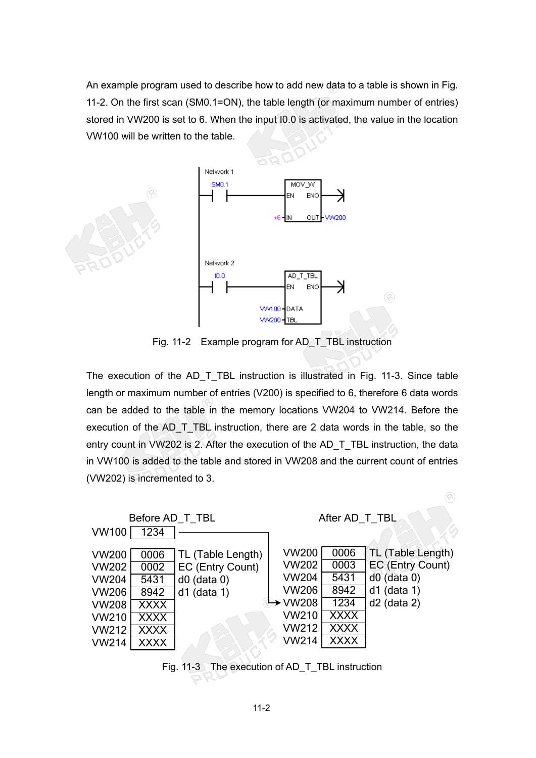An example program used to describe how to add new data to a table is shown in Fig. 11-2. On the first scan (SM0.1=ON), the table length (or maximum number of entries) stored in VW200 is set to 6. When the input I0.0 is activated, the value in the location VW100 will be written to the table.

```
Network 1
  SM0.1        MOV_W
--| |--------[EN    ENO]--
         +6 -[IN    OUT]- VW200

Network 2
  I0.0         AD_T_TBL
--| |--------[EN    ENO]--
      VW100 -[DATA]
      VW200 -[TBL]
```

Fig. 11-2 Example program for AD_T_TBL instruction

The execution of the AD_T_TBL instruction is illustrated in Fig. 11-3. Since table length or maximum number of entries (V200) is specified to 6, therefore 6 data words can be added to the table in the memory locations VW204 to VW214. Before the execution of the AD_T_TBL instruction, there are 2 data words in the table, so the entry count in VW202 is 2. After the execution of the AD_T_TBL instruction, the data in VW100 is added to the table and stored in VW208 and the current count of entries (VW202) is incremented to 3.

Before AD_T_TBL:

VW100 = 1234

| Address | Value | Description |
|---|---|---|
| VW200 | 0006 | TL (Table Length) |
| VW202 | 0002 | EC (Entry Count) |
| VW204 | 5431 | d0 (data 0) |
| VW206 | 8942 | d1 (data 1) |
| VW208 | XXXX | |
| VW210 | XXXX | |
| VW212 | XXXX | |
| VW214 | XXXX | |

After AD_T_TBL:

| Address | Value | Description |
|---|---|---|
| VW200 | 0006 | TL (Table Length) |
| VW202 | 0003 | EC (Entry Count) |
| VW204 | 5431 | d0 (data 0) |
| VW206 | 8942 | d1 (data 1) |
| VW208 | 1234 | d2 (data 2) |
| VW210 | XXXX | |
| VW212 | XXXX | |
| VW214 | XXXX | |

Fig. 11-3 The execution of AD_T_TBL instruction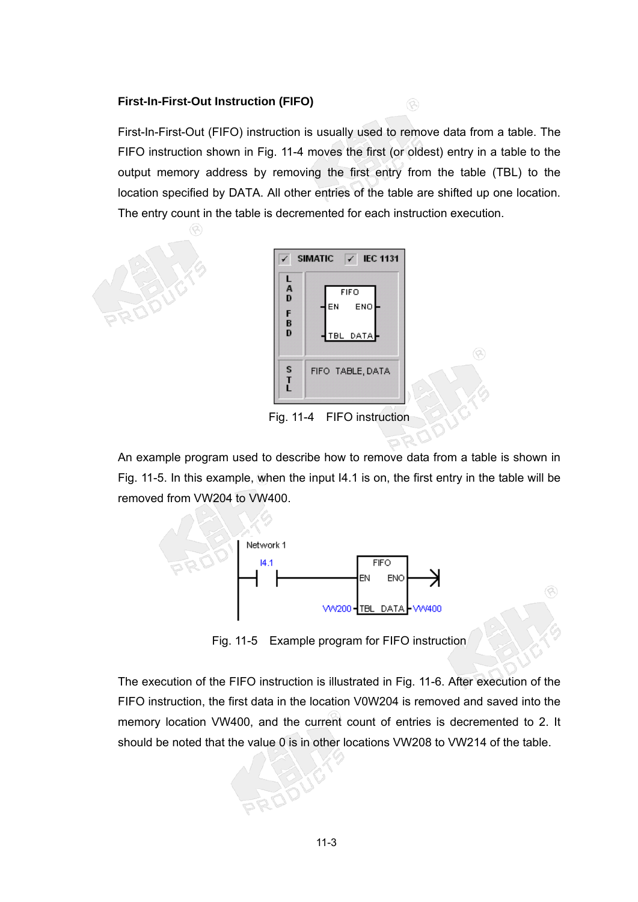### First-In-First-Out Instruction (FIFO)

First-In-First-Out (FIFO) instruction is usually used to remove data from a table. The FIFO instruction shown in Fig. 11-4 moves the first (or oldest) entry in a table to the output memory address by removing the first entry from the table (TBL) to the location specified by DATA. All other entries of the table are shifted up one location. The entry count in the table is decremented for each instruction execution.

Fig. 11-4 FIFO instruction

An example program used to describe how to remove data from a table is shown in Fig. 11-5. In this example, when the input I4.1 is on, the first entry in the table will be removed from VW204 to VW400.

Fig. 11-5 Example program for FIFO instruction

The execution of the FIFO instruction is illustrated in Fig. 11-6. After execution of the FIFO instruction, the first data in the location V0W204 is removed and saved into the memory location VW400, and the current count of entries is decremented to 2. It should be noted that the value 0 is in other locations VW208 to VW214 of the table.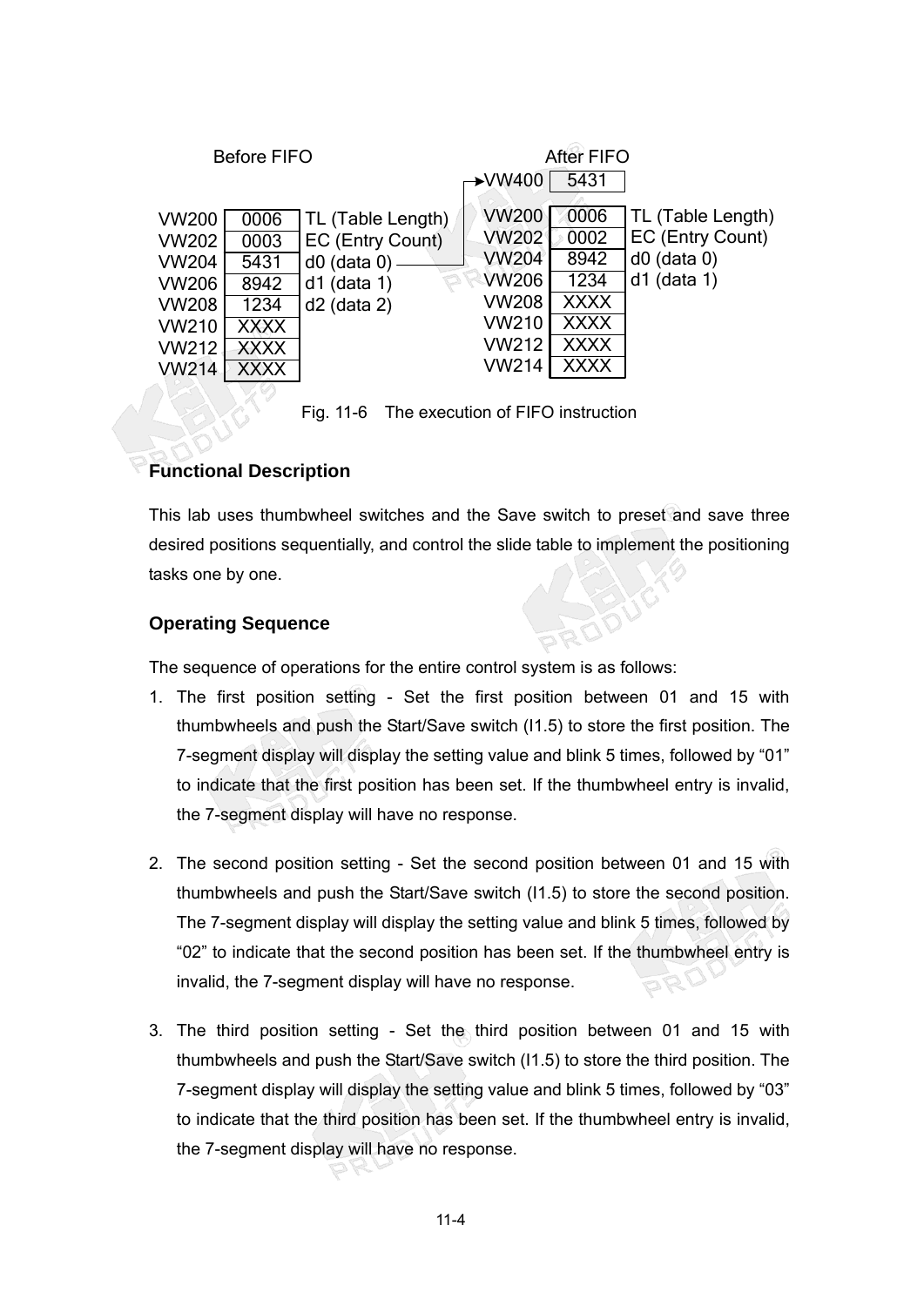Before FIFO

| Address | Value | Description |
|---|---|---|
| VW200 | 0006 | TL (Table Length) |
| VW202 | 0003 | EC (Entry Count) |
| VW204 | 5431 | d0 (data 0) |
| VW206 | 8942 | d1 (data 1) |
| VW208 | 1234 | d2 (data 2) |
| VW210 | XXXX | |
| VW212 | XXXX | |
| VW214 | XXXX | |

After FIFO

| Address | Value | Description |
|---|---|---|
| VW400 | 5431 | |
| VW200 | 0006 | TL (Table Length) |
| VW202 | 0002 | EC (Entry Count) |
| VW204 | 8942 | d0 (data 0) |
| VW206 | 1234 | d1 (data 1) |
| VW208 | XXXX | |
| VW210 | XXXX | |
| VW212 | XXXX | |
| VW214 | XXXX | |

Fig. 11-6 The execution of FIFO instruction

## Functional Description

This lab uses thumbwheel switches and the Save switch to preset and save three desired positions sequentially, and control the slide table to implement the positioning tasks one by one.

### Operating Sequence

The sequence of operations for the entire control system is as follows:

1. The first position setting - Set the first position between 01 and 15 with thumbwheels and push the Start/Save switch (I1.5) to store the first position. The 7-segment display will display the setting value and blink 5 times, followed by "01" to indicate that the first position has been set. If the thumbwheel entry is invalid, the 7-segment display will have no response.

2. The second position setting - Set the second position between 01 and 15 with thumbwheels and push the Start/Save switch (I1.5) to store the second position. The 7-segment display will display the setting value and blink 5 times, followed by "02" to indicate that the second position has been set. If the thumbwheel entry is invalid, the 7-segment display will have no response.

3. The third position setting - Set the third position between 01 and 15 with thumbwheels and push the Start/Save switch (I1.5) to store the third position. The 7-segment display will display the setting value and blink 5 times, followed by "03" to indicate that the third position has been set. If the thumbwheel entry is invalid, the 7-segment display will have no response.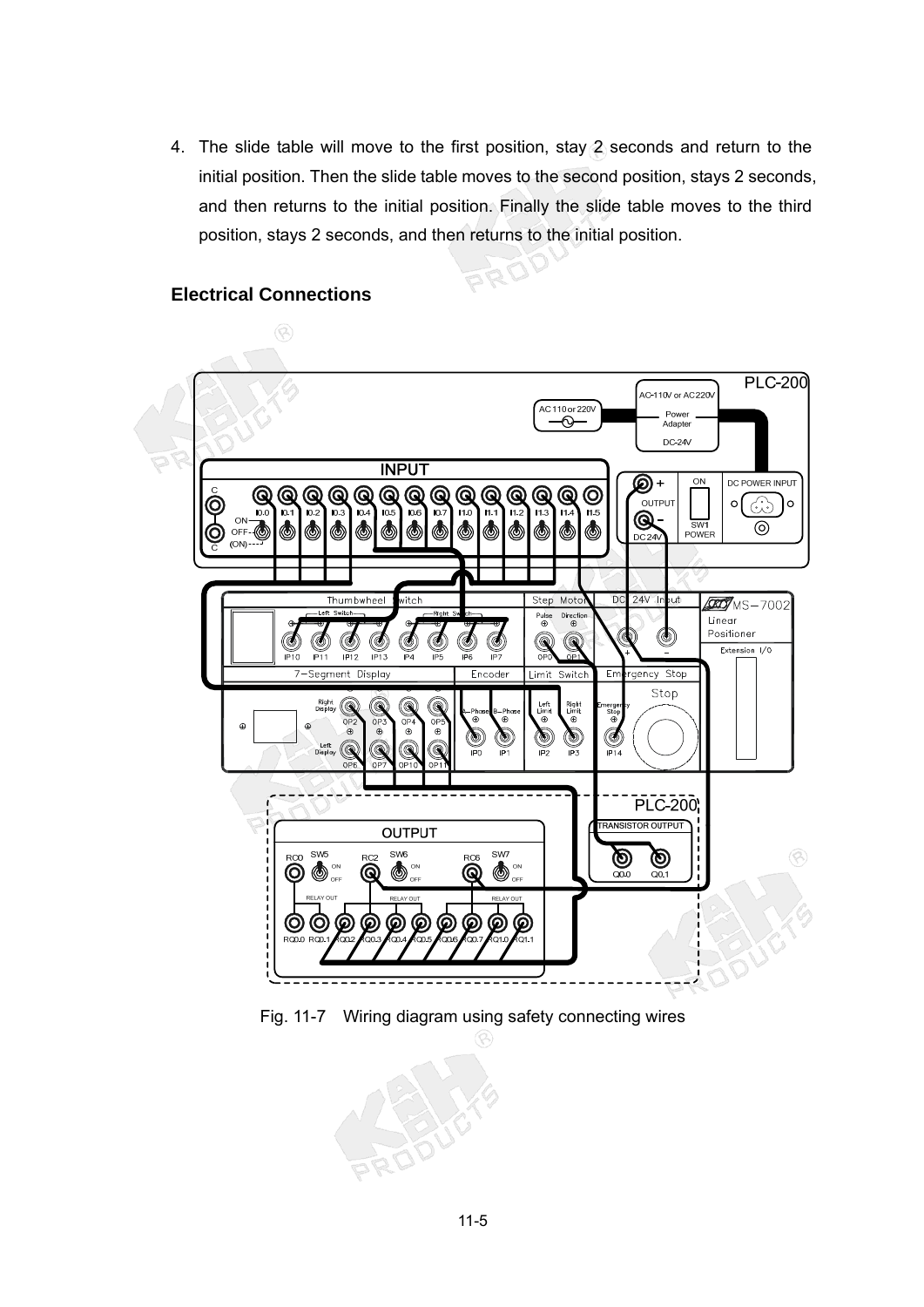4. The slide table will move to the first position, stay 2 seconds and return to the initial position. Then the slide table moves to the second position, stays 2 seconds, and then returns to the initial position. Finally the slide table moves to the third position, stays 2 seconds, and then returns to the initial position.

### Electrical Connections

Fig. 11-7 Wiring diagram using safety connecting wires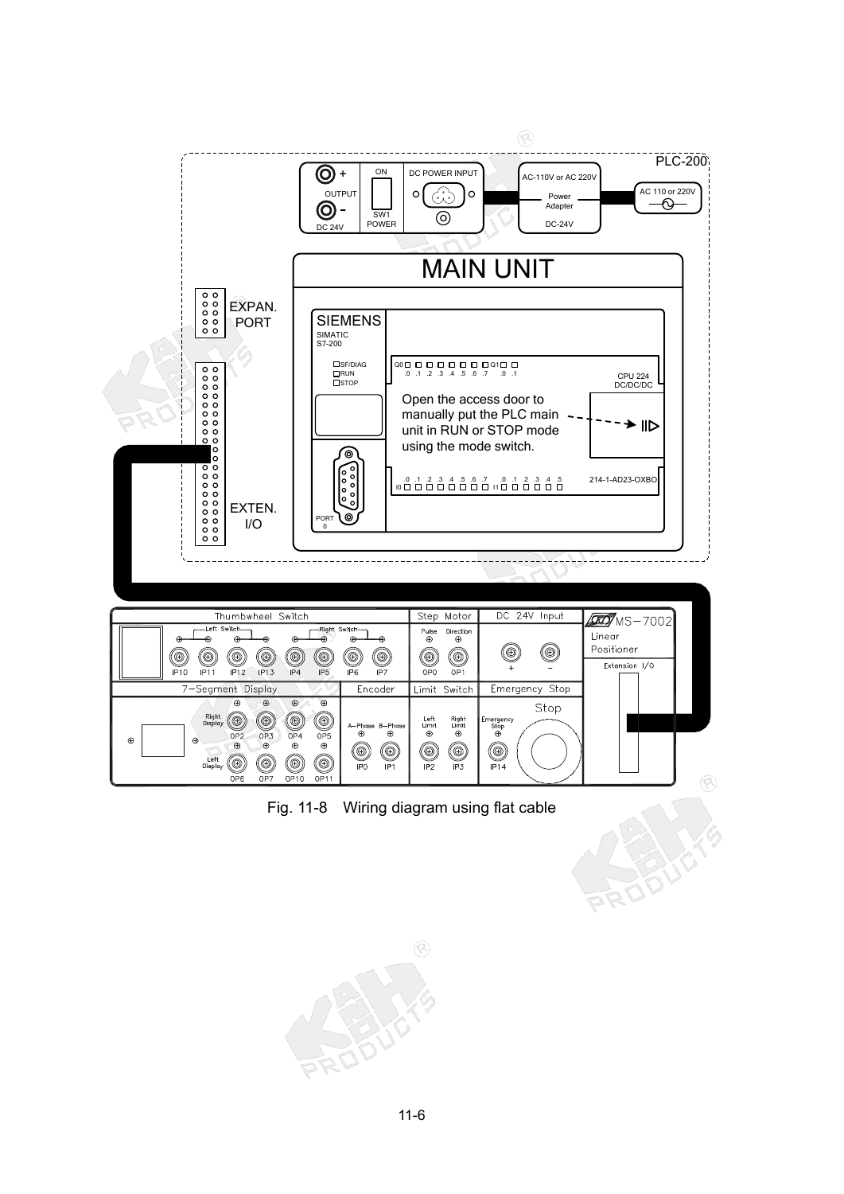Fig. 11-8 Wiring diagram using flat cable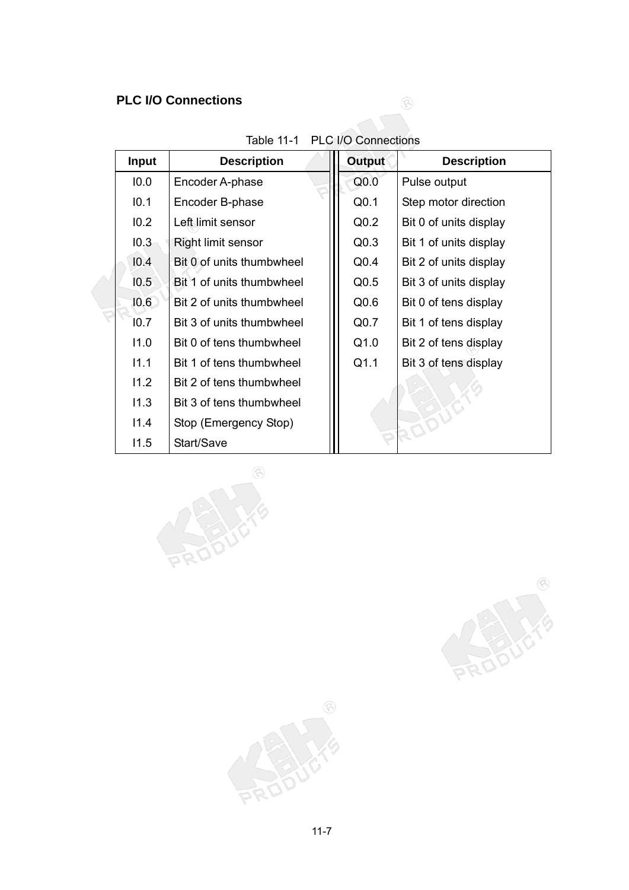### PLC I/O Connections

Table 11-1 PLC I/O Connections

| Input | Description | Output | Description |
|---|---|---|---|
| I0.0 | Encoder A-phase | Q0.0 | Pulse output |
| I0.1 | Encoder B-phase | Q0.1 | Step motor direction |
| I0.2 | Left limit sensor | Q0.2 | Bit 0 of units display |
| I0.3 | Right limit sensor | Q0.3 | Bit 1 of units display |
| I0.4 | Bit 0 of units thumbwheel | Q0.4 | Bit 2 of units display |
| I0.5 | Bit 1 of units thumbwheel | Q0.5 | Bit 3 of units display |
| I0.6 | Bit 2 of units thumbwheel | Q0.6 | Bit 0 of tens display |
| I0.7 | Bit 3 of units thumbwheel | Q0.7 | Bit 1 of tens display |
| I1.0 | Bit 0 of tens thumbwheel | Q1.0 | Bit 2 of tens display |
| I1.1 | Bit 1 of tens thumbwheel | Q1.1 | Bit 3 of tens display |
| I1.2 | Bit 2 of tens thumbwheel | | |
| I1.3 | Bit 3 of tens thumbwheel | | |
| I1.4 | Stop (Emergency Stop) | | |
| I1.5 | Start/Save | | |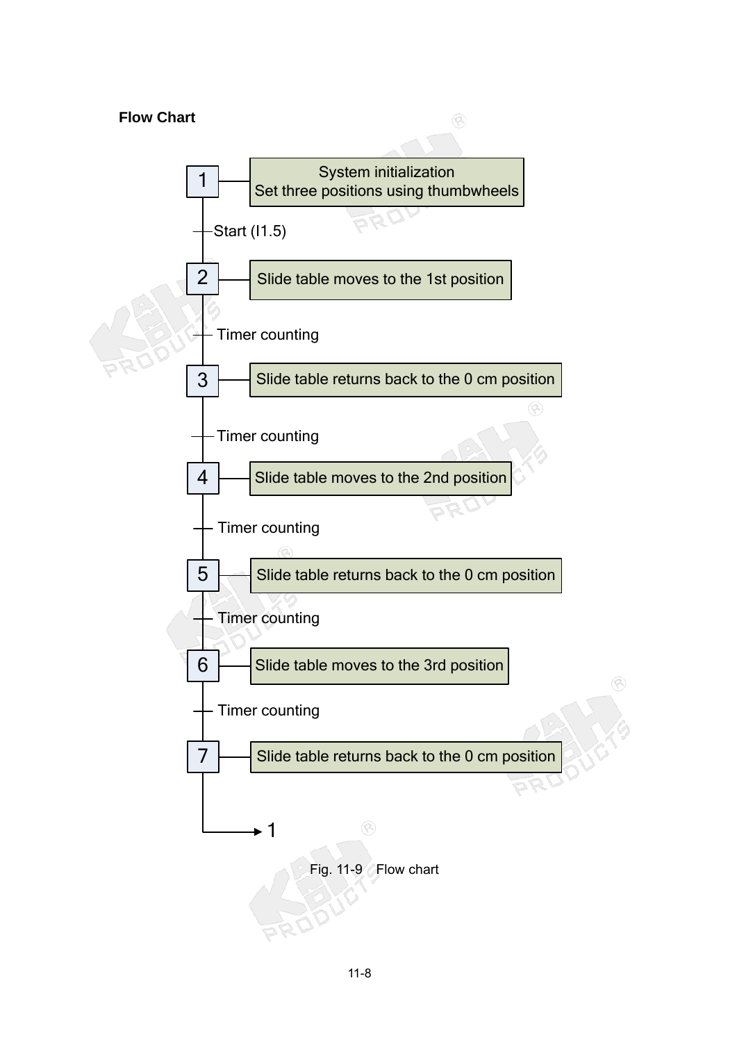**Flow Chart**

1 — System initialization
Set three positions using thumbwheels

Start (I1.5)

2 — Slide table moves to the 1st position

Timer counting

3 — Slide table returns back to the 0 cm position

Timer counting

4 — Slide table moves to the 2nd position

Timer counting

5 — Slide table returns back to the 0 cm position

Timer counting

6 — Slide table moves to the 3rd position

Timer counting

7 — Slide table returns back to the 0 cm position

→ 1

Fig. 11-9　Flow chart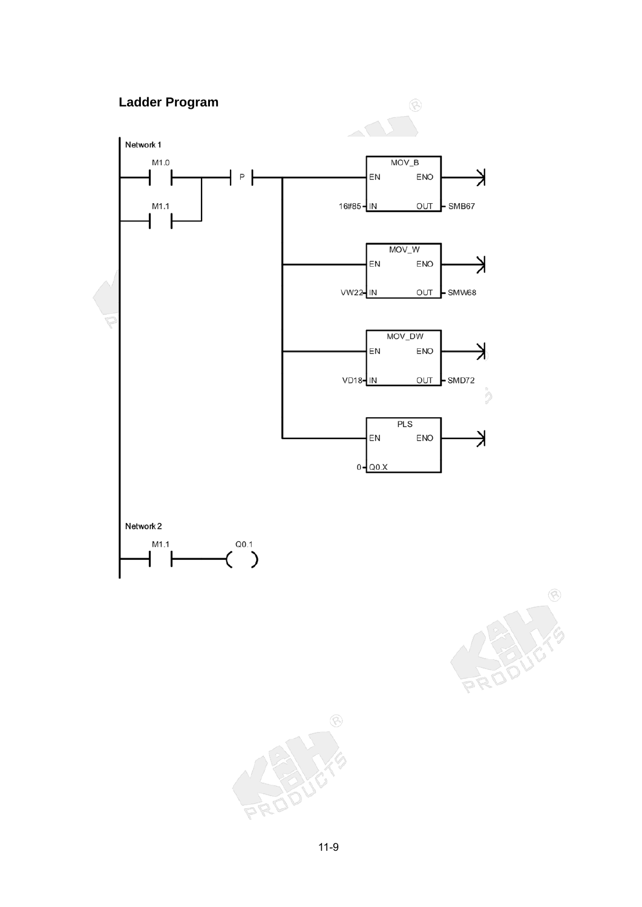## Ladder Program

```
Network 1
   M1.0                                     MOV_B
--| |--+--| P |--+-----------------------[EN      ENO]-->
       |         |               16#85 -[IN      OUT]- SMB67
   M1.1|         |
--| |--+         |                          MOV_W
                 +-----------------------[EN      ENO]-->
                 |                VW22 -[IN      OUT]- SMW68
                 |
                 |                          MOV_DW
                 +-----------------------[EN      ENO]-->
                 |                VD18 -[IN      OUT]- SMD72
                 |
                 |                          PLS
                 +-----------------------[EN      ENO]-->
                                     0 -[Q0.X        ]

Network 2
   M1.1           Q0.1
--| |-----------(    )
```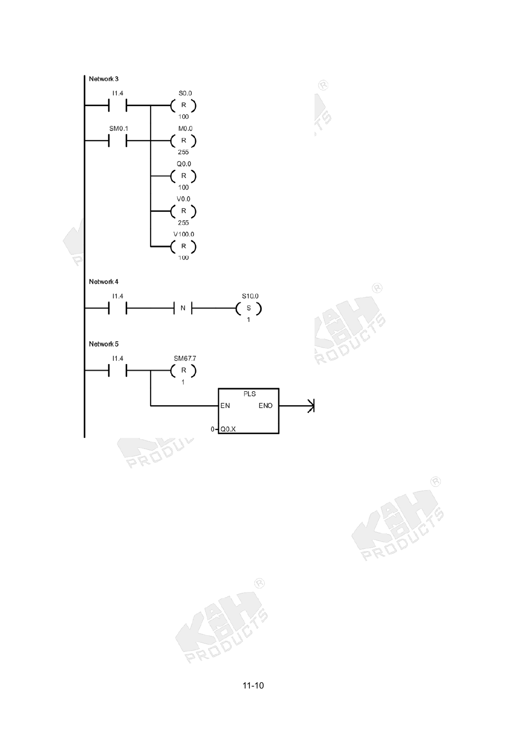Network 3

```
   I1.4                 S0.0
---| |-------+------( R )
             |          100
   SM0.1     |          M0.0
---| |-------+------( R )
             |          255
             |          Q0.0
             +------( R )
             |          100
             |          V0.0
             +------( R )
             |          255
             |          V100.0
             +------( R )
                        100
```

Network 4

```
   I1.4                              S10.0
---| |-----------| N |-----------( S )
                                     1
```

Network 5

```
   I1.4                 SM67.7
---| |-------+------( R )
             |          1
             |
             |       +-----------+
             +-------|EN  PLS ENO|---->|
                     |           |
                   0-|Q0.X       |
                     +-----------+
```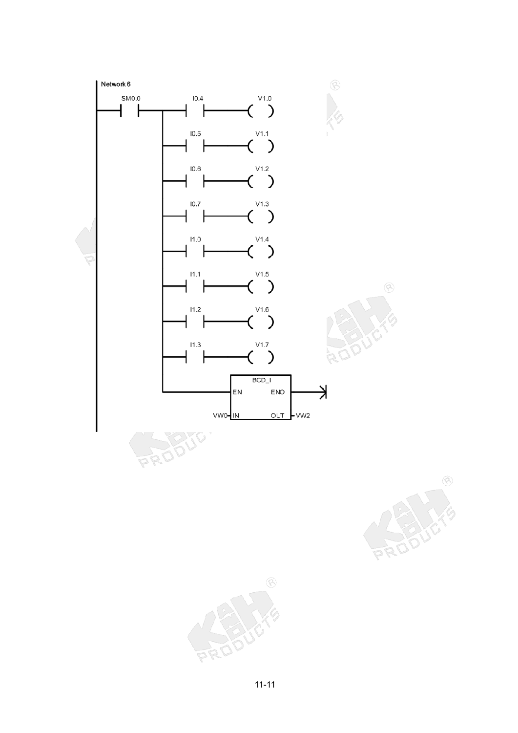Network 6

| Contact | Contact | Output |
| --- | --- | --- |
| SM0.0 | I0.4 | V1.0 |
| | I0.5 | V1.1 |
| | I0.6 | V1.2 |
| | I0.7 | V1.3 |
| | I1.0 | V1.4 |
| | I1.1 | V1.5 |
| | I1.2 | V1.6 |
| | I1.3 | V1.7 |

BCD_I

EN ENO

VW0 – IN OUT – VW2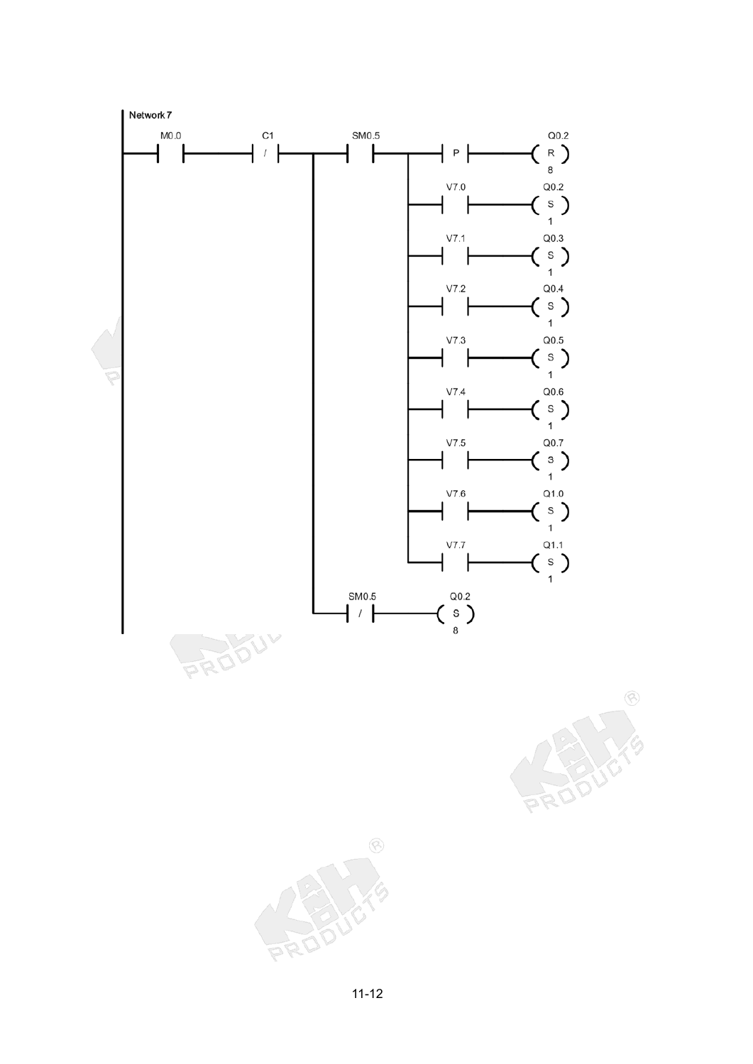Network 7

```
 M0.0      C1       SM0.5                      Q0.2
--| |------|/|---+---| |---+------| P |-------( R )
                 |         |                    8
                 |         |      V7.0         Q0.2
                 |         +------| |---------( S )
                 |         |                    1
                 |         |      V7.1         Q0.3
                 |         +------| |---------( S )
                 |         |                    1
                 |         |      V7.2         Q0.4
                 |         +------| |---------( S )
                 |         |                    1
                 |         |      V7.3         Q0.5
                 |         +------| |---------( S )
                 |         |                    1
                 |         |      V7.4         Q0.6
                 |         +------| |---------( S )
                 |         |                    1
                 |         |      V7.5         Q0.7
                 |         +------| |---------( S )
                 |         |                    1
                 |         |      V7.6         Q1.0
                 |         +------| |---------( S )
                 |         |                    1
                 |         |      V7.7         Q1.1
                 |         +------| |---------( S )
                 |                              1
                 |  SM0.5        Q0.2
                 +---|/|--------( S )
                                  8
```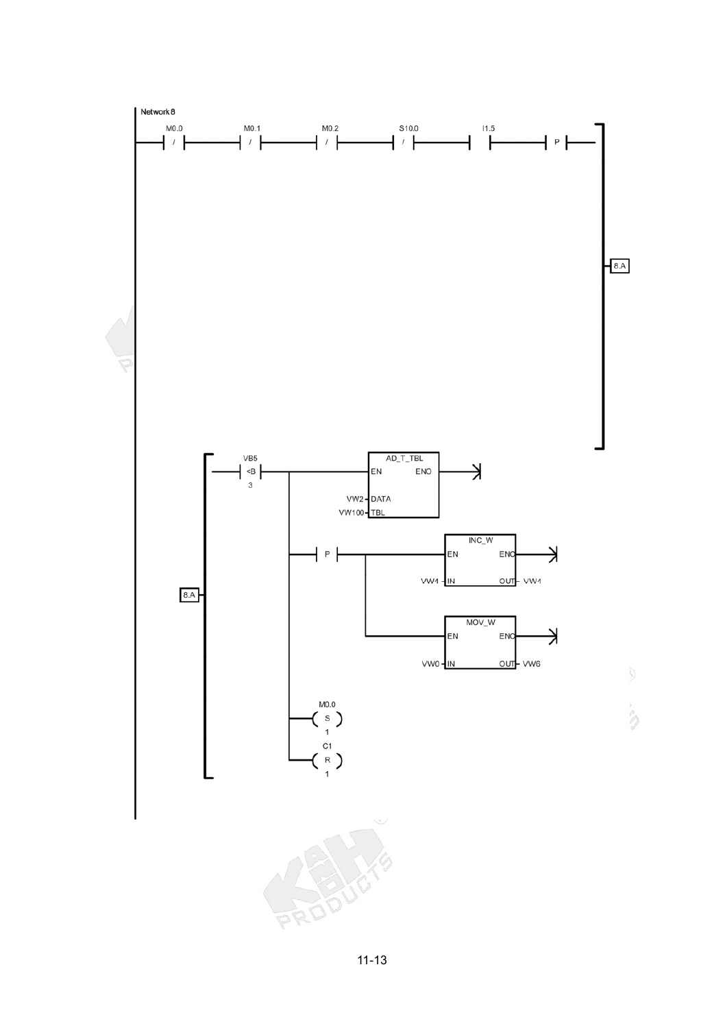Network 8

```
M0.0   M0.1   M0.2   S10.0   I1.5
-|/|----|/|----|/|----|/|-----| |-----|P|----[8.A]

[8.A]
  VB5
--|<B|--+------------------[AD_T_TBL EN ENO]
   3    |            VW2 - DATA
        |          VW100 - TBL
        |
        +--|P|--+----------[INC_W EN ENO]
        |       |     VW1 - IN   OUT - VW1
        |       |
        |       +----------[MOV_W EN ENO]
        |             VW0 - IN   OUT - VW6
        |
        |   M0.0
        +--( S )
        |    1
        |   C1
        +--( R )
             1
```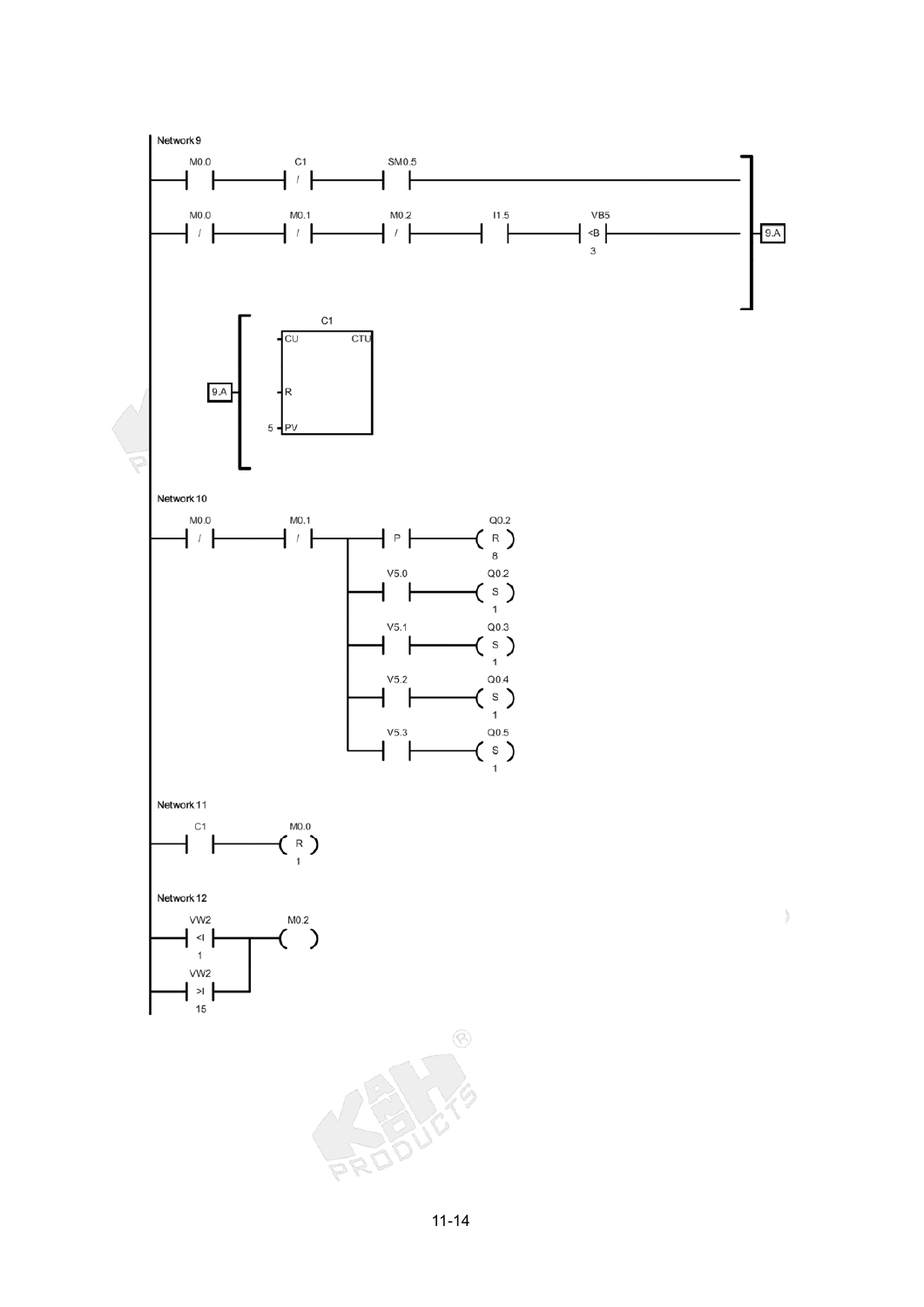Network 9

```
M0.0        C1          SM0.5
--| |-------|/|---------| |--------------------------------------------+
                                                                        |
M0.0        M0.1        M0.2        I1.5        VB5                     |
--|/|-------|/|---------|/|---------| |---------|<B|-------------------+-[9.A]
                                                 3

                C1
          +------------+
          |CU       CTU|
[9.A]-----|R           |
        5-|PV          |
          +------------+
```

Network 10

```
M0.0        M0.1                     Q0.2
--|/|-------|/|-----+----|P|--------(R)
                    |                8
                    |   V5.0         Q0.2
                    +----| |--------(S)
                    |                1
                    |   V5.1         Q0.3
                    +----| |--------(S)
                    |                1
                    |   V5.2         Q0.4
                    +----| |--------(S)
                    |                1
                    |   V5.3         Q0.5
                    +----| |--------(S)
                                     1
```

Network 11

```
C1          M0.0
--| |-------(R)
             1
```

Network 12

```
VW2         M0.2
--|<I|--+---(  )
   1    |
VW2     |
--|>I|--+
  15
```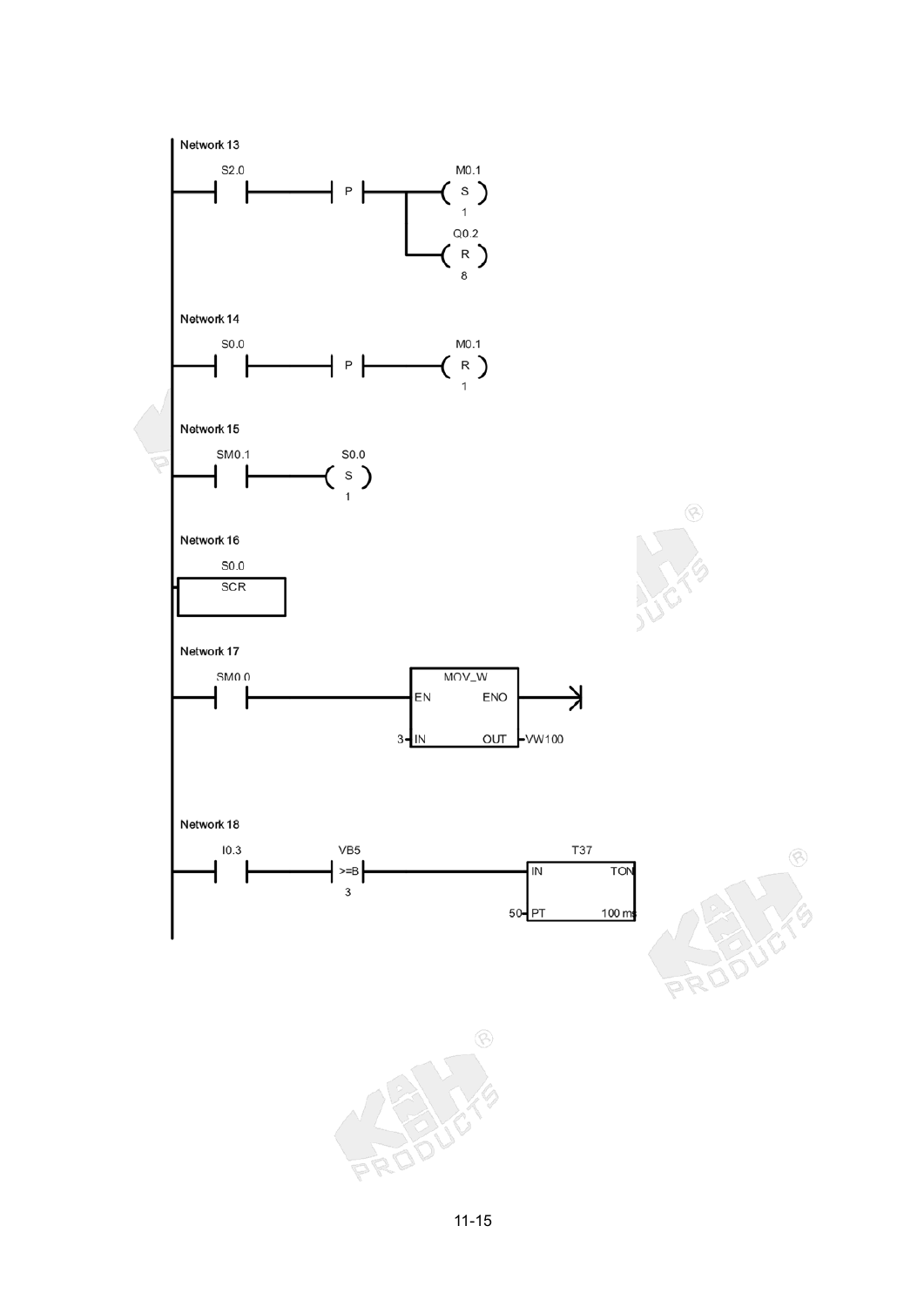Network 13

```
S2.0        P          M0.1
--| |-----|P|----+----( S )
                 |      1
                 |     Q0.2
                 +----( R )
                        8
```

Network 14

```
S0.0        P          M0.1
--| |-----|P|---------( R )
                        1
```

Network 15

```
SM0.1        S0.0
--| |-------( S )
               1
```

Network 16

```
S0.0
[ SCR ]
```

Network 17

```
SM0.0          MOV_W
--| |--------[EN      ENO]---->
           3-[IN      OUT]-VW100
```

Network 18

```
I0.3        VB5              T37
--| |-----| >=B |--------[IN      TON]
              3       50-[PT    100 ms]
```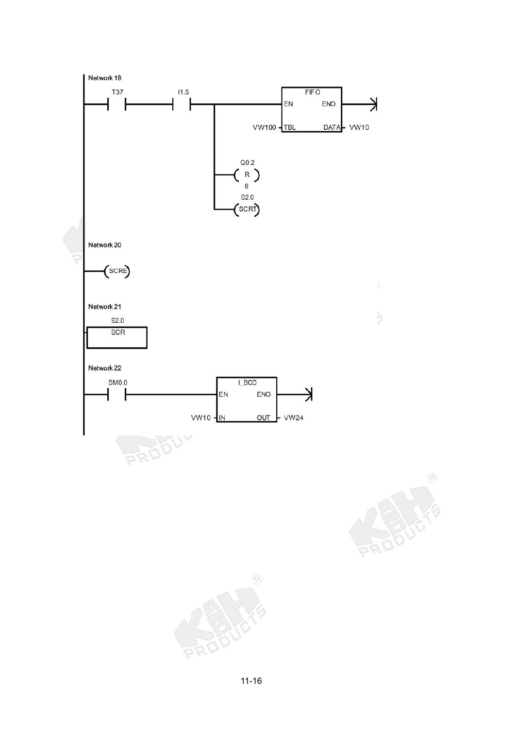Network 19

```
  T37       I1.5              +----------+
--| |--------| |------+-------|EN  FIFO ENO|---->
                      |  VW100-|TBL    DATA|- VW10
                      |       +----------+
                      |
                      |   Q0.2
                      +---( R )
                      |     8
                      |   S2.0
                      +---(SCRT)
```

Network 20

```
--(SCRE)
```

Network 21

```
   S2.0
+--------+
|  SCR   |
+--------+
```

Network 22

```
  SM0.0               +------------+
--| |-----------------|EN  I_BCD ENO|---->
               VW10 -|IN        OUT|- VW24
                      +------------+
```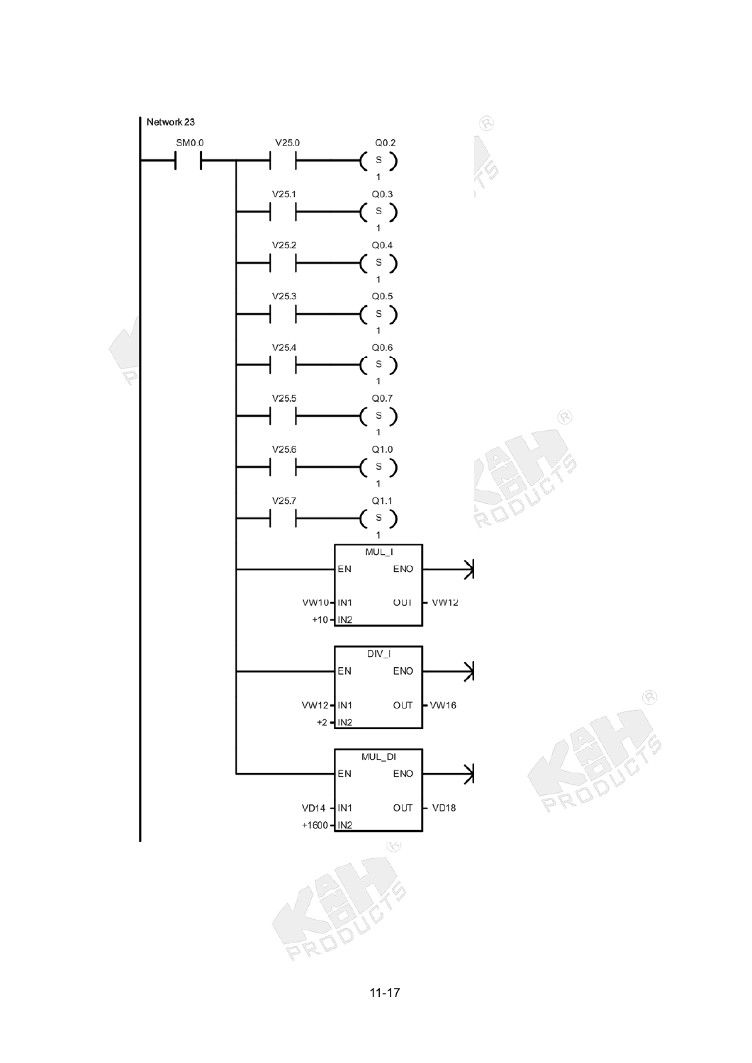Network 23

```
SM0.0      V25.0      Q0.2
--| |--+---| |------( S )
       |                1
       |  V25.1      Q0.3
       +---| |------( S )
       |                1
       |  V25.2      Q0.4
       +---| |------( S )
       |                1
       |  V25.3      Q0.5
       +---| |------( S )
       |                1
       |  V25.4      Q0.6
       +---| |------( S )
       |                1
       |  V25.5      Q0.7
       +---| |------( S )
       |                1
       |  V25.6      Q1.0
       +---| |------( S )
       |                1
       |  V25.7      Q1.1
       +---| |------( S )
       |                1
       |
       |        MUL_I
       +------ EN      ENO
         VW10- IN1     OUT - VW12
          +10- IN2
       |
       |        DIV_I
       +------ EN      ENO
         VW12- IN1     OUT - VW16
           +2- IN2
       |
       |        MUL_DI
       +------ EN      ENO
         VD14- IN1     OUT - VD18
        +1600- IN2
```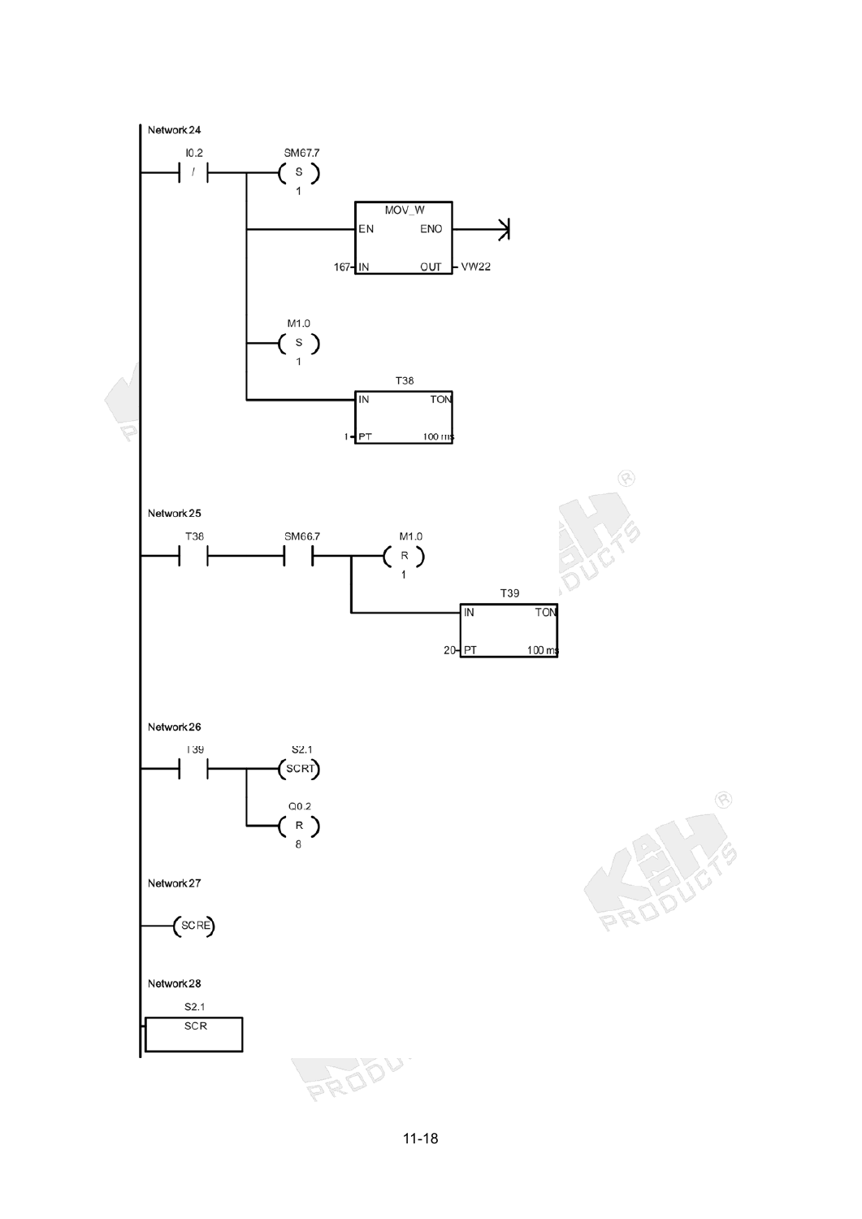Network 24

```
     I0.2          SM67.7
----| / |----+----( S )
             |      1
             |
             |     +---------+
             +-----|EN  MOV_W ENO|----->|
             |  167-|IN      OUT|- VW22
             |     +---------+
             |
             |      M1.0
             +----( S )
             |      1
             |
             |         T38
             |     +---------+
             +-----|IN    TON|
                 1-|PT  100 ms|
                   +---------+
```

Network 25

```
     T38        SM66.7       M1.0
----|   |------|   |----+----( R )
                        |      1
                        |
                        |         T39
                        |     +---------+
                        +-----|IN    TON|
                           20-|PT  100 ms|
                              +---------+
```

Network 26

```
     T39           S2.1
----|   |----+----(SCRT)
             |
             |      Q0.2
             +----( R )
                    8
```

Network 27

```
----(SCRE)
```

Network 28

```
      S2.1
   +--------+
---|  SCR   |
   +--------+
```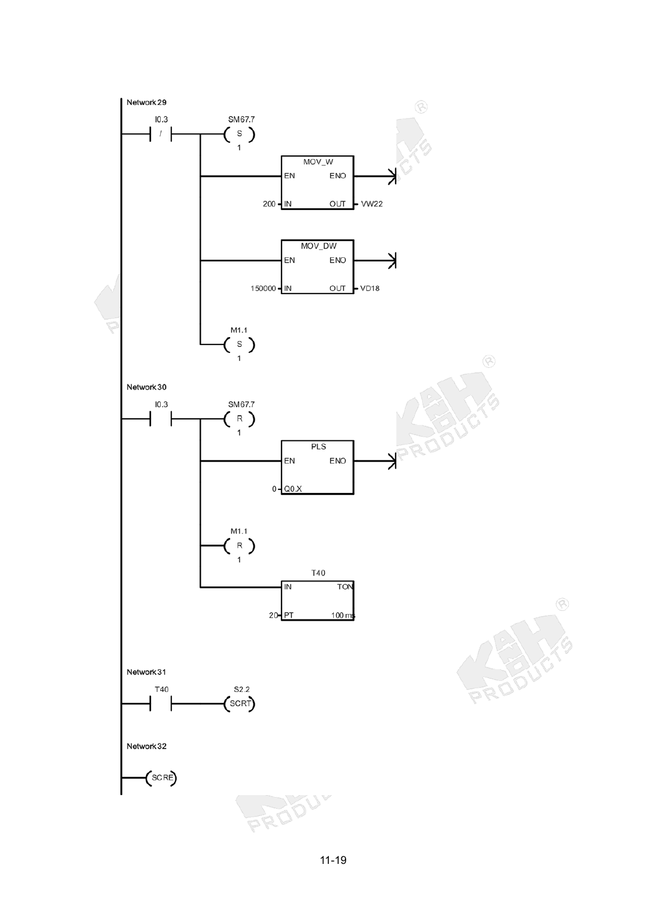Network 29

```
I0.3        SM67.7
--|/|--+---( S )
       |     1
       |
       |    +--------------+
       +----|EN  MOV_W  ENO|---->|
       |    |              |
       | 200-|IN        OUT|- VW22
       |    +--------------+
       |
       |    +--------------+
       +----|EN  MOV_DW ENO|---->|
       |    |              |
    150000-|IN        OUT|- VD18
       |    +--------------+
       |
       |    M1.1
       +---( S )
             1
```

Network 30

```
I0.3        SM67.7
--| |--+---( R )
       |     1
       |
       |    +--------------+
       +----|EN   PLS   ENO|---->|
       |    |              |
       |  0-|Q0.X          |
       |    +--------------+
       |
       |    M1.1
       +---( R )
       |     1
       |
       |         T40
       |    +--------------+
       +----|IN         TON|
            |              |
         20-|PT      100 ms|
            +--------------+
```

Network 31

```
T40         S2.2
--| |------(SCRT)
```

Network 32

```
--(SCRE)
```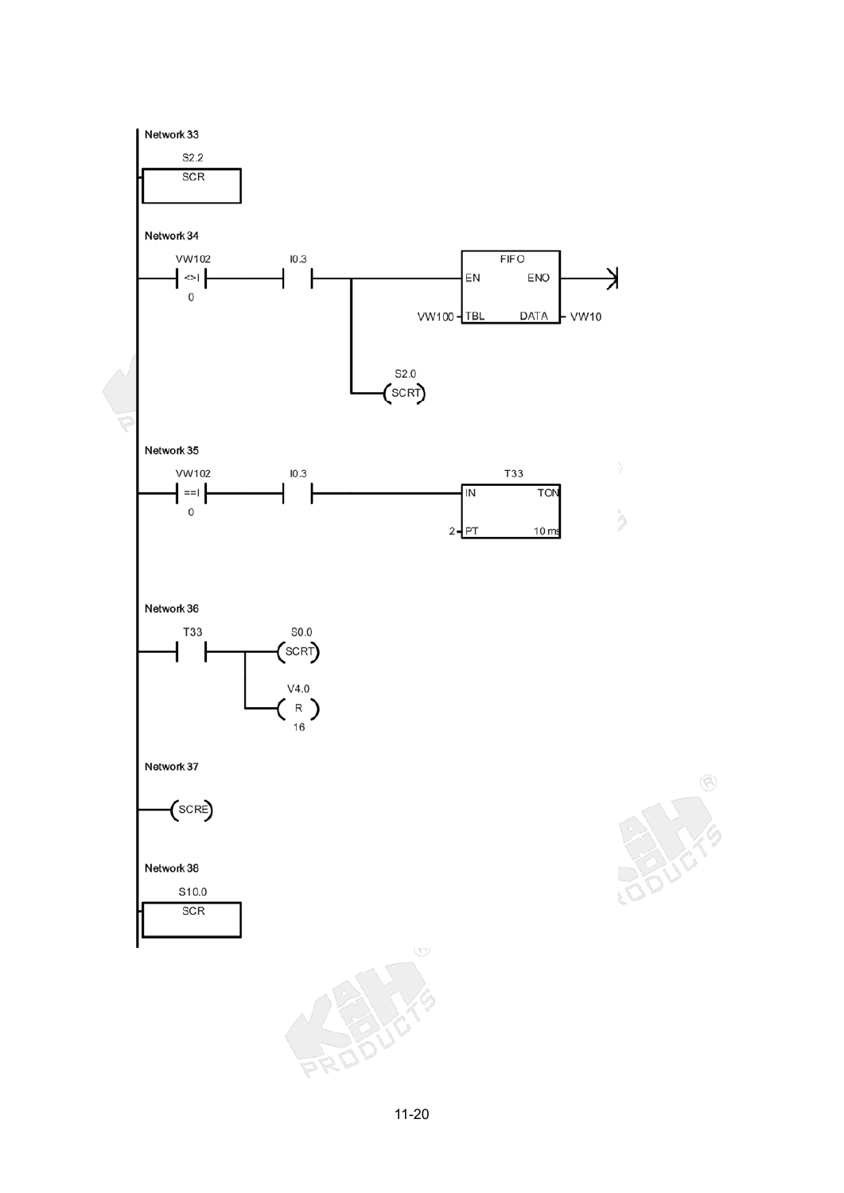Network 33

```
S2.2
SCR
```

Network 34

```
VW102      I0.3                        FIFO
--| <>I |----| |----+---------------EN        ENO--->
    0               |         VW100-TBL       DATA- VW10
                    |
                    |      S2.0
                    +----(SCRT)
```

Network 35

```
VW102      I0.3                        T33
--| ==I |----| |--------------------IN        TON
    0                             2-PT        10 ms
```

Network 36

```
T33            S0.0
--| |----+----(SCRT)
         |
         |     V4.0
         +----( R )
                16
```

Network 37

```
--(SCRE)
```

Network 38

```
S10.0
SCR
```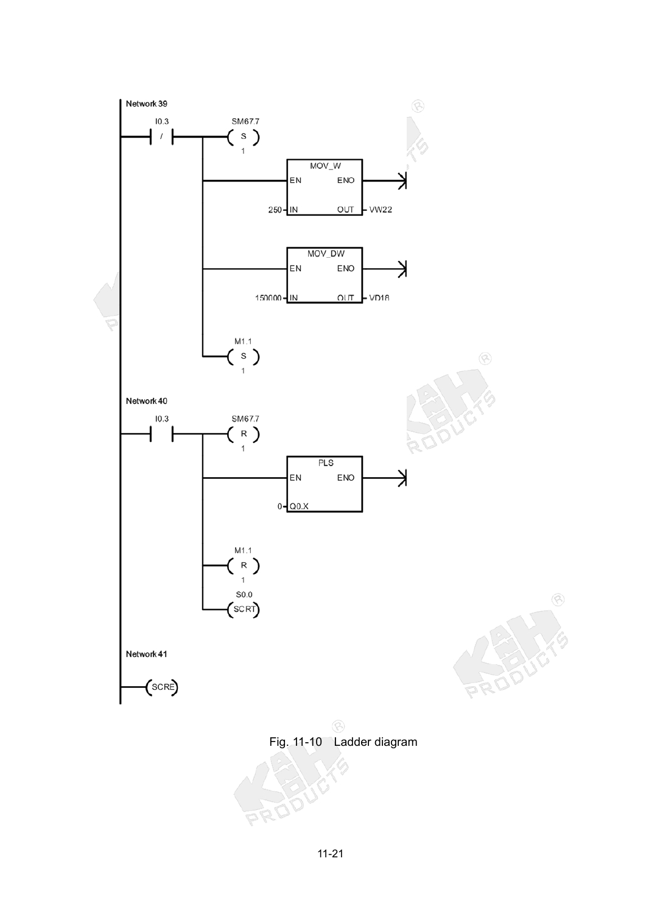Network 39

```
 I0.3          SM67.7
--| / |--+----( S )
         |      1
         |
         |    +---------+
         +----|EN  MOV_W ENO|---->
         | 250-|IN     OUT|- VW22
         |    +---------+
         |
         |    +---------+
         +----|EN MOV_DW ENO|---->
         |150000-|IN   OUT|- VD18
         |    +---------+
         |
         |     M1.1
         +----( S )
                1
```

Network 40

```
 I0.3          SM67.7
--|   |--+----( R )
         |      1
         |
         |    +---------+
         +----|EN  PLS  ENO|---->
         |   0-|Q0.X      |
         |    +---------+
         |
         |     M1.1
         +----( R )
         |      1
         |     S0.0
         +----(SCRT)
```

Network 41

```
--(SCRE)
```

Fig. 11-10 Ladder diagram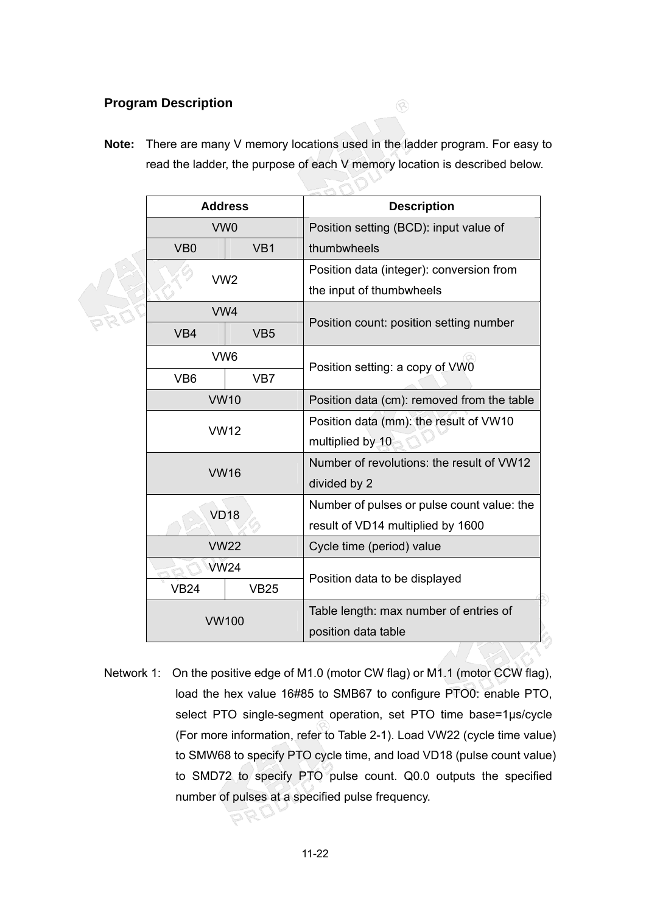### Program Description

**Note:** There are many V memory locations used in the ladder program. For easy to read the ladder, the purpose of each V memory location is described below.

| Address | | Description |
|---|---|---|
| VW0 | | Position setting (BCD): input value of thumbwheels |
| VB0 | VB1 | |
| VW2 | | Position data (integer): conversion from the input of thumbwheels |
| VW4 | | Position count: position setting number |
| VB4 | VB5 | |
| VW6 | | Position setting: a copy of VW0 |
| VB6 | VB7 | |
| VW10 | | Position data (cm): removed from the table |
| VW12 | | Position data (mm): the result of VW10 multiplied by 10 |
| VW16 | | Number of revolutions: the result of VW12 divided by 2 |
| VD18 | | Number of pulses or pulse count value: the result of VD14 multiplied by 1600 |
| VW22 | | Cycle time (period) value |
| VW24 | | Position data to be displayed |
| VB24 | VB25 | |
| VW100 | | Table length: max number of entries of position data table |

Network 1: On the positive edge of M1.0 (motor CW flag) or M1.1 (motor CCW flag), load the hex value 16#85 to SMB67 to configure PTO0: enable PTO, select PTO single-segment operation, set PTO time base=1μs/cycle (For more information, refer to Table 2-1). Load VW22 (cycle time value) to SMW68 to specify PTO cycle time, and load VD18 (pulse count value) to SMD72 to specify PTO pulse count. Q0.0 outputs the specified number of pulses at a specified pulse frequency.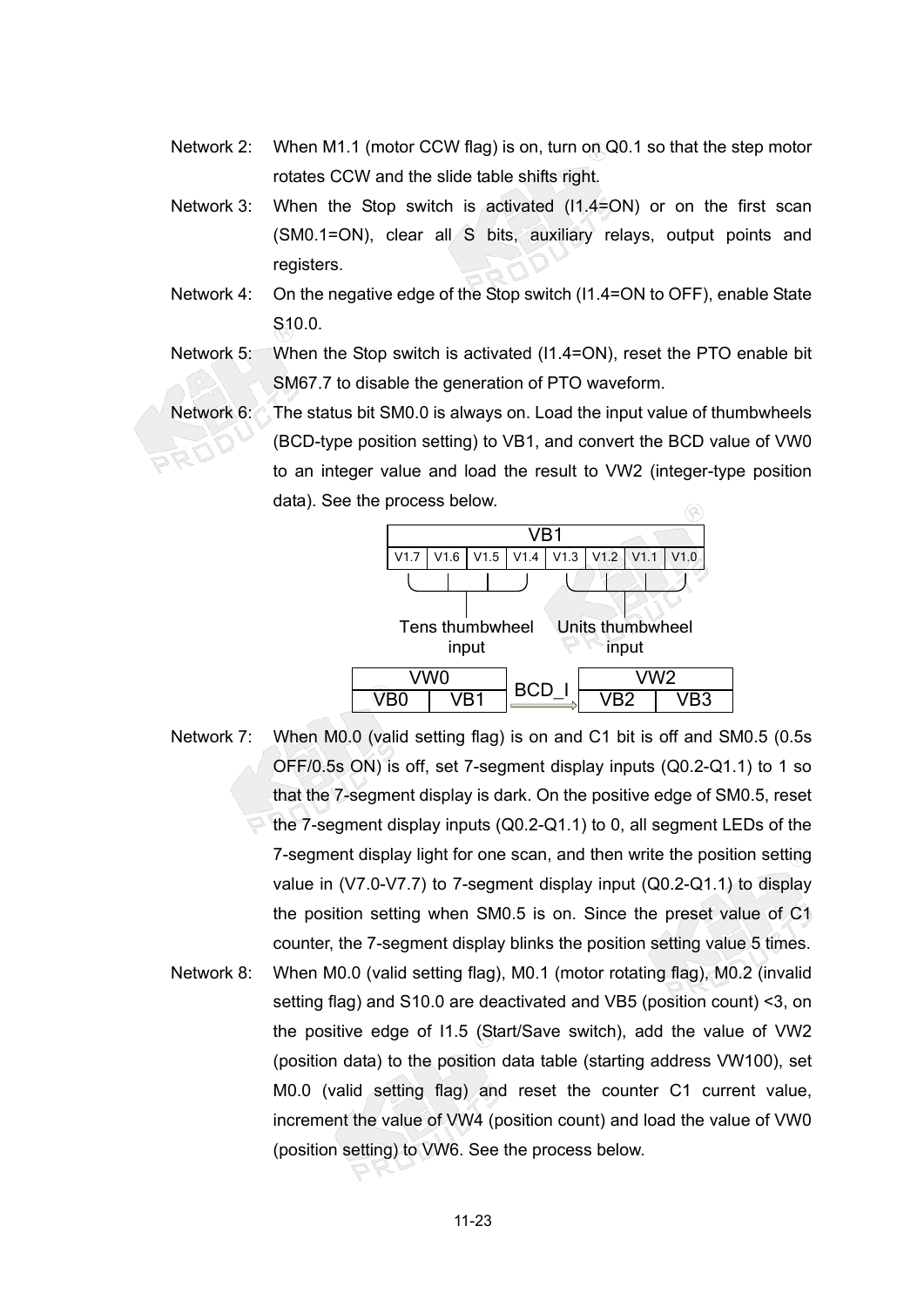Network 2: When M1.1 (motor CCW flag) is on, turn on Q0.1 so that the step motor rotates CCW and the slide table shifts right.

Network 3: When the Stop switch is activated (I1.4=ON) or on the first scan (SM0.1=ON), clear all S bits, auxiliary relays, output points and registers.

Network 4: On the negative edge of the Stop switch (I1.4=ON to OFF), enable State S10.0.

Network 5: When the Stop switch is activated (I1.4=ON), reset the PTO enable bit SM67.7 to disable the generation of PTO waveform.

Network 6: The status bit SM0.0 is always on. Load the input value of thumbwheels (BCD-type position setting) to VB1, and convert the BCD value of VW0 to an integer value and load the result to VW2 (integer-type position data). See the process below.

| VB1 | | | | | | | |
|---|---|---|---|---|---|---|---|
| V1.7 | V1.6 | V1.5 | V1.4 | V1.3 | V1.2 | V1.1 | V1.0 |

Tens thumbwheel input (V1.7–V1.4); Units thumbwheel input (V1.3–V1.0)

| VW0 | | BCD_I | VW2 | |
|---|---|---|---|---|
| VB0 | VB1 | → | VB2 | VB3 |

Network 7: When M0.0 (valid setting flag) is on and C1 bit is off and SM0.5 (0.5s OFF/0.5s ON) is off, set 7-segment display inputs (Q0.2-Q1.1) to 1 so that the 7-segment display is dark. On the positive edge of SM0.5, reset the 7-segment display inputs (Q0.2-Q1.1) to 0, all segment LEDs of the 7-segment display light for one scan, and then write the position setting value in (V7.0-V7.7) to 7-segment display input (Q0.2-Q1.1) to display the position setting when SM0.5 is on. Since the preset value of C1 counter, the 7-segment display blinks the position setting value 5 times.

Network 8: When M0.0 (valid setting flag), M0.1 (motor rotating flag), M0.2 (invalid setting flag) and S10.0 are deactivated and VB5 (position count) <3, on the positive edge of I1.5 (Start/Save switch), add the value of VW2 (position data) to the position data table (starting address VW100), set M0.0 (valid setting flag) and reset the counter C1 current value, increment the value of VW4 (position count) and load the value of VW0 (position setting) to VW6. See the process below.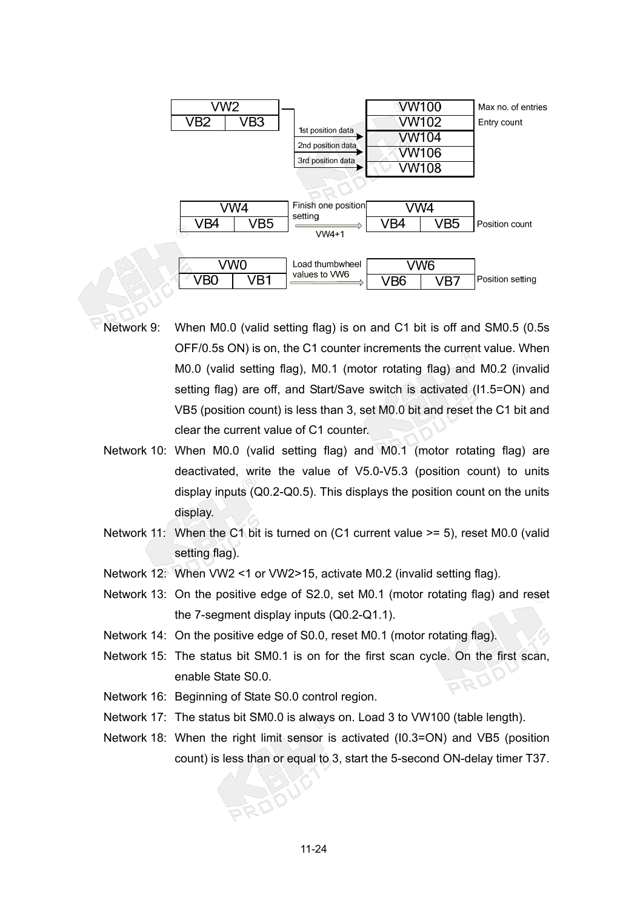| VW2 | |
|---|---|
| VB2 | VB3 |

1st position data → VW104
2nd position data → VW106
3rd position data → VW108

| VW100 | Max no. of entries |
|---|---|
| VW102 | Entry count |
| VW104 | |
| VW106 | |
| VW108 | |

| VW4 | |
|---|---|
| VB4 | VB5 |

Finish one position setting → VW4+1 →

| VW4 | | |
|---|---|---|
| VB4 | VB5 | Position count |

| VW0 | |
|---|---|
| VB0 | VB1 |

Load thumbwheel values to VW6 →

| VW6 | | |
|---|---|---|
| VB6 | VB7 | Position setting |

Network 9: When M0.0 (valid setting flag) is on and C1 bit is off and SM0.5 (0.5s OFF/0.5s ON) is on, the C1 counter increments the current value. When M0.0 (valid setting flag), M0.1 (motor rotating flag) and M0.2 (invalid setting flag) are off, and Start/Save switch is activated (I1.5=ON) and VB5 (position count) is less than 3, set M0.0 bit and reset the C1 bit and clear the current value of C1 counter.

Network 10: When M0.0 (valid setting flag) and M0.1 (motor rotating flag) are deactivated, write the value of V5.0-V5.3 (position count) to units display inputs (Q0.2-Q0.5). This displays the position count on the units display.

Network 11: When the C1 bit is turned on (C1 current value >= 5), reset M0.0 (valid setting flag).

Network 12: When VW2 <1 or VW2>15, activate M0.2 (invalid setting flag).

Network 13: On the positive edge of S2.0, set M0.1 (motor rotating flag) and reset the 7-segment display inputs (Q0.2-Q1.1).

Network 14: On the positive edge of S0.0, reset M0.1 (motor rotating flag).

Network 15: The status bit SM0.1 is on for the first scan cycle. On the first scan, enable State S0.0.

Network 16: Beginning of State S0.0 control region.

Network 17: The status bit SM0.0 is always on. Load 3 to VW100 (table length).

Network 18: When the right limit sensor is activated (I0.3=ON) and VB5 (position count) is less than or equal to 3, start the 5-second ON-delay timer T37.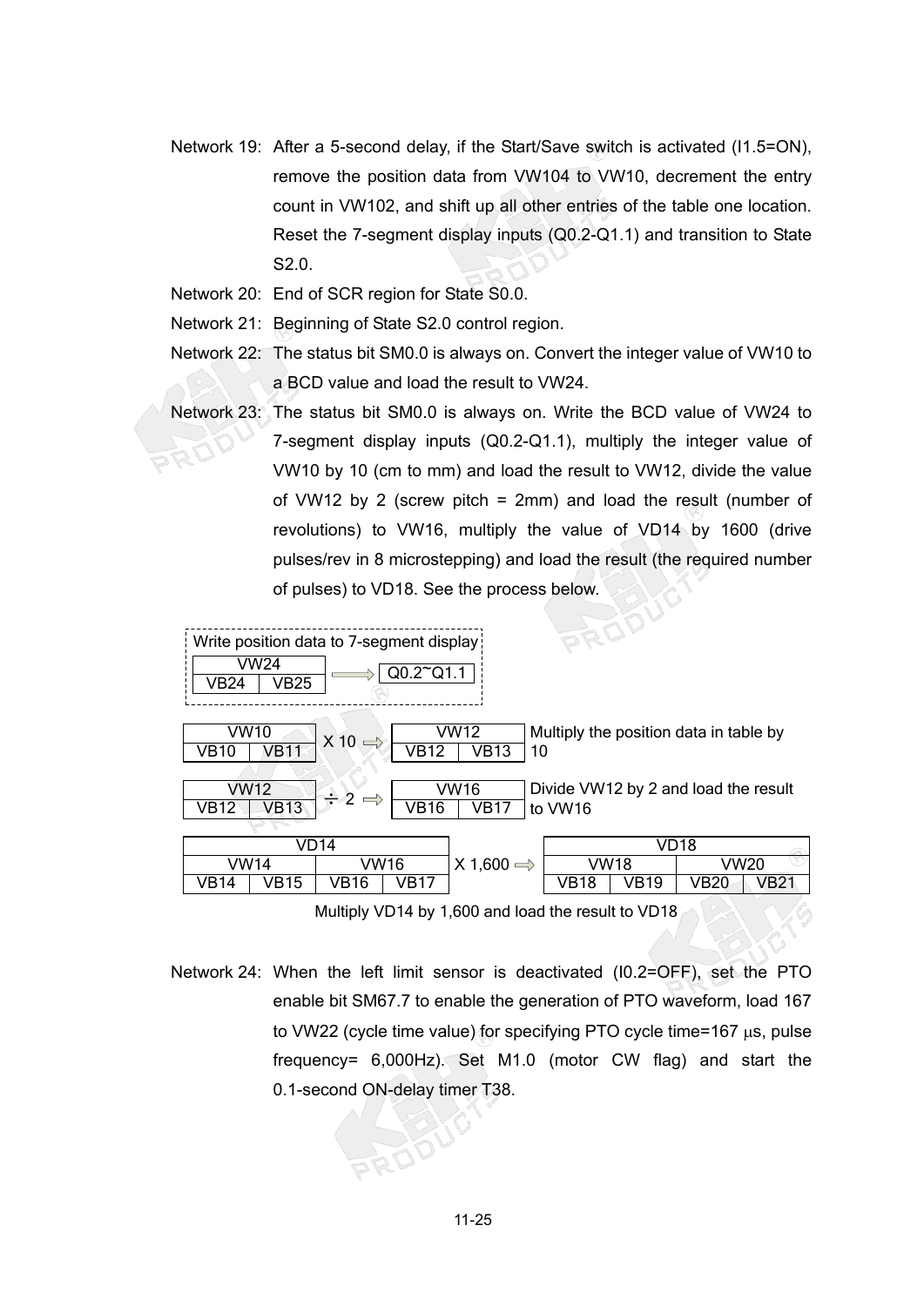Network 19: After a 5-second delay, if the Start/Save switch is activated (I1.5=ON), remove the position data from VW104 to VW10, decrement the entry count in VW102, and shift up all other entries of the table one location. Reset the 7-segment display inputs (Q0.2-Q1.1) and transition to State S2.0.

Network 20: End of SCR region for State S0.0.

Network 21: Beginning of State S2.0 control region.

Network 22: The status bit SM0.0 is always on. Convert the integer value of VW10 to a BCD value and load the result to VW24.

Network 23: The status bit SM0.0 is always on. Write the BCD value of VW24 to 7-segment display inputs (Q0.2-Q1.1), multiply the integer value of VW10 by 10 (cm to mm) and load the result to VW12, divide the value of VW12 by 2 (screw pitch = 2mm) and load the result (number of revolutions) to VW16, multiply the value of VD14 by 1600 (drive pulses/rev in 8 microstepping) and load the result (the required number of pulses) to VD18. See the process below.

Write position data to 7-segment display

| VW24 | | | |
|---|---|---|---|
| VB24 | VB25 | ⟹ | Q0.2~Q1.1 |

| VW10 | | | VW12 | | |
|---|---|---|---|---|---|
| VB10 | VB11 | X 10 ⟹ | VB12 | VB13 | Multiply the position data in table by 10 |

| VW12 | | | VW16 | | |
|---|---|---|---|---|---|
| VB12 | VB13 | ÷ 2 ⟹ | VB16 | VB17 | Divide VW12 by 2 and load the result to VW16 |

| VD14 | | | | | VD18 | | | |
|---|---|---|---|---|---|---|---|---|
| VW14 | | VW16 | | | VW18 | | VW20 | |
| VB14 | VB15 | VB16 | VB17 | X 1,600 ⟹ | VB18 | VB19 | VB20 | VB21 |

Multiply VD14 by 1,600 and load the result to VD18

Network 24: When the left limit sensor is deactivated (I0.2=OFF), set the PTO enable bit SM67.7 to enable the generation of PTO waveform, load 167 to VW22 (cycle time value) for specifying PTO cycle time=167 μs, pulse frequency= 6,000Hz). Set M1.0 (motor CW flag) and start the 0.1-second ON-delay timer T38.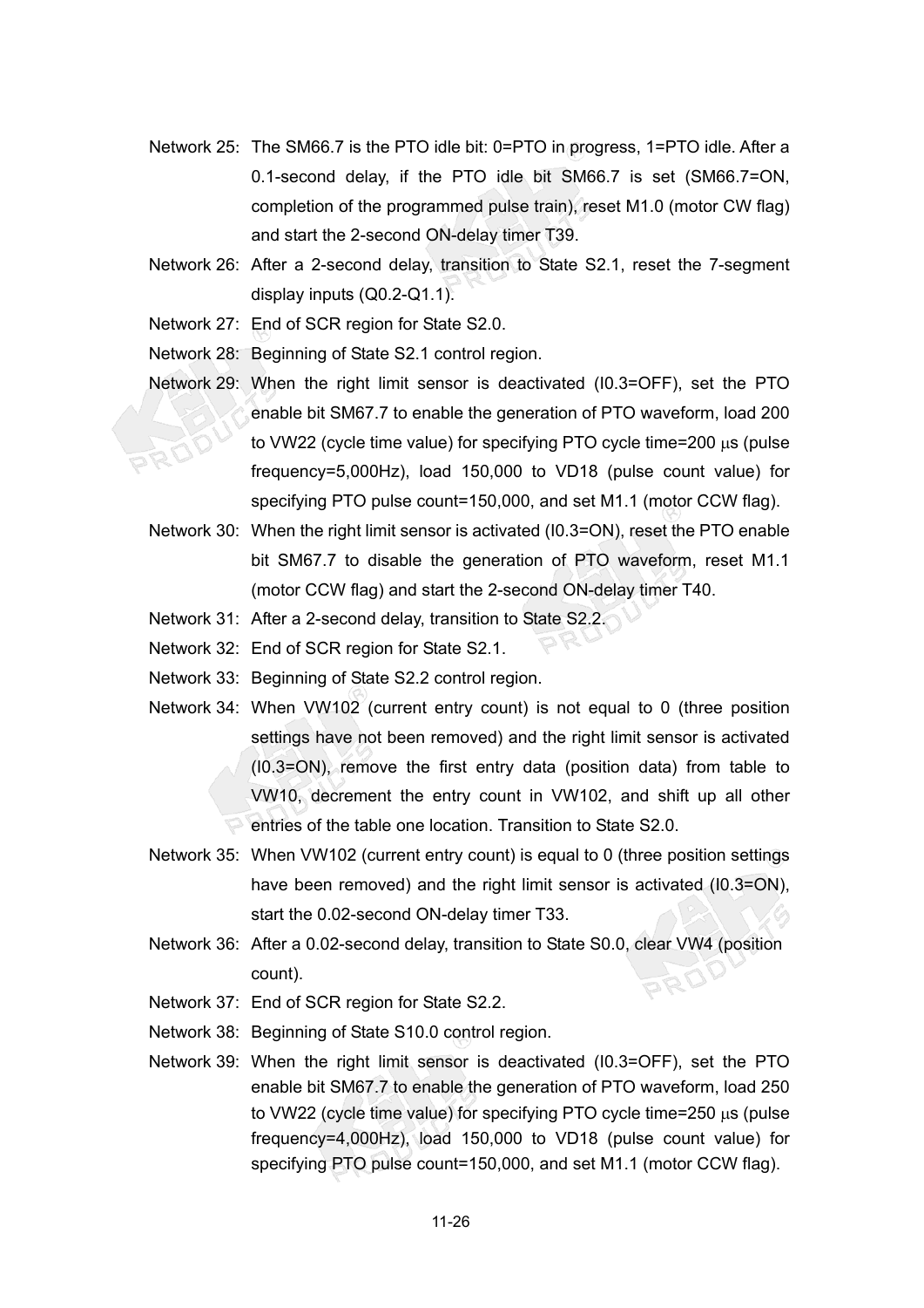Network 25: The SM66.7 is the PTO idle bit: 0=PTO in progress, 1=PTO idle. After a 0.1-second delay, if the PTO idle bit SM66.7 is set (SM66.7=ON, completion of the programmed pulse train), reset M1.0 (motor CW flag) and start the 2-second ON-delay timer T39.

Network 26: After a 2-second delay, transition to State S2.1, reset the 7-segment display inputs (Q0.2-Q1.1).

Network 27: End of SCR region for State S2.0.

Network 28: Beginning of State S2.1 control region.

Network 29: When the right limit sensor is deactivated (I0.3=OFF), set the PTO enable bit SM67.7 to enable the generation of PTO waveform, load 200 to VW22 (cycle time value) for specifying PTO cycle time=200 μs (pulse frequency=5,000Hz), load 150,000 to VD18 (pulse count value) for specifying PTO pulse count=150,000, and set M1.1 (motor CCW flag).

Network 30: When the right limit sensor is activated (I0.3=ON), reset the PTO enable bit SM67.7 to disable the generation of PTO waveform, reset M1.1 (motor CCW flag) and start the 2-second ON-delay timer T40.

Network 31: After a 2-second delay, transition to State S2.2.

Network 32: End of SCR region for State S2.1.

Network 33: Beginning of State S2.2 control region.

Network 34: When VW102 (current entry count) is not equal to 0 (three position settings have not been removed) and the right limit sensor is activated (I0.3=ON), remove the first entry data (position data) from table to VW10, decrement the entry count in VW102, and shift up all other entries of the table one location. Transition to State S2.0.

Network 35: When VW102 (current entry count) is equal to 0 (three position settings have been removed) and the right limit sensor is activated (I0.3=ON), start the 0.02-second ON-delay timer T33.

Network 36: After a 0.02-second delay, transition to State S0.0, clear VW4 (position count).

Network 37: End of SCR region for State S2.2.

Network 38: Beginning of State S10.0 control region.

Network 39: When the right limit sensor is deactivated (I0.3=OFF), set the PTO enable bit SM67.7 to enable the generation of PTO waveform, load 250 to VW22 (cycle time value) for specifying PTO cycle time=250 μs (pulse frequency=4,000Hz), load 150,000 to VD18 (pulse count value) for specifying PTO pulse count=150,000, and set M1.1 (motor CCW flag).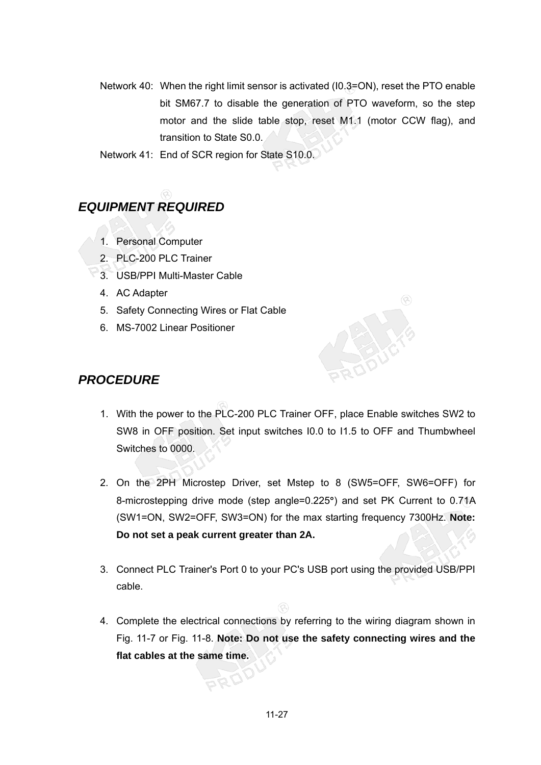Network 40: When the right limit sensor is activated (I0.3=ON), reset the PTO enable bit SM67.7 to disable the generation of PTO waveform, so the step motor and the slide table stop, reset M1.1 (motor CCW flag), and transition to State S0.0.

Network 41: End of SCR region for State S10.0.

## *EQUIPMENT REQUIRED*

1. Personal Computer
2. PLC-200 PLC Trainer
3. USB/PPI Multi-Master Cable
4. AC Adapter
5. Safety Connecting Wires or Flat Cable
6. MS-7002 Linear Positioner

## *PROCEDURE*

1. With the power to the PLC-200 PLC Trainer OFF, place Enable switches SW2 to SW8 in OFF position. Set input switches I0.0 to I1.5 to OFF and Thumbwheel Switches to 0000.

2. On the 2PH Microstep Driver, set Mstep to 8 (SW5=OFF, SW6=OFF) for 8-microstepping drive mode (step angle=0.225°) and set PK Current to 0.71A (SW1=ON, SW2=OFF, SW3=ON) for the max starting frequency 7300Hz. **Note: Do not set a peak current greater than 2A.**

3. Connect PLC Trainer's Port 0 to your PC's USB port using the provided USB/PPI cable.

4. Complete the electrical connections by referring to the wiring diagram shown in Fig. 11-7 or Fig. 11-8. **Note: Do not use the safety connecting wires and the flat cables at the same time.**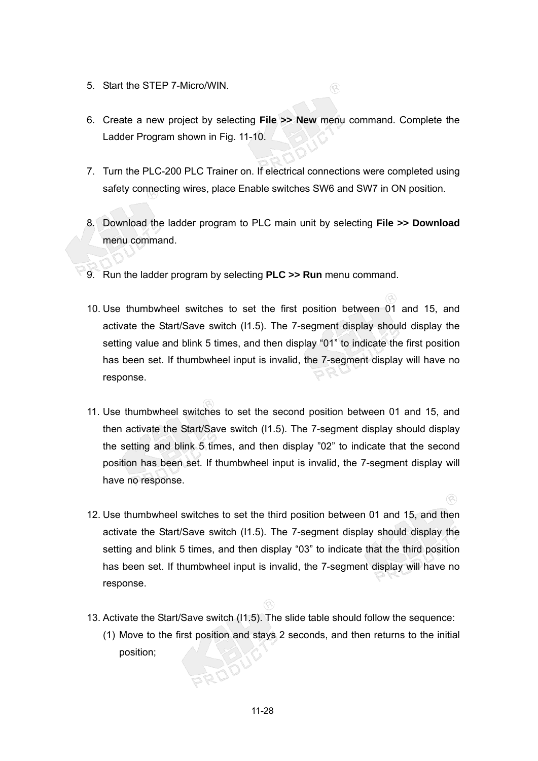5. Start the STEP 7-Micro/WIN.

6. Create a new project by selecting **File >> New** menu command. Complete the Ladder Program shown in Fig. 11-10.

7. Turn the PLC-200 PLC Trainer on. If electrical connections were completed using safety connecting wires, place Enable switches SW6 and SW7 in ON position.

8. Download the ladder program to PLC main unit by selecting **File >> Download** menu command.

9. Run the ladder program by selecting **PLC >> Run** menu command.

10. Use thumbwheel switches to set the first position between 01 and 15, and activate the Start/Save switch (I1.5). The 7-segment display should display the setting value and blink 5 times, and then display “01” to indicate the first position has been set. If thumbwheel input is invalid, the 7-segment display will have no response.

11. Use thumbwheel switches to set the second position between 01 and 15, and then activate the Start/Save switch (I1.5). The 7-segment display should display the setting and blink 5 times, and then display ”02” to indicate that the second position has been set. If thumbwheel input is invalid, the 7-segment display will have no response.

12. Use thumbwheel switches to set the third position between 01 and 15, and then activate the Start/Save switch (I1.5). The 7-segment display should display the setting and blink 5 times, and then display “03” to indicate that the third position has been set. If thumbwheel input is invalid, the 7-segment display will have no response.

13. Activate the Start/Save switch (I1.5). The slide table should follow the sequence:
    (1) Move to the first position and stays 2 seconds, and then returns to the initial position;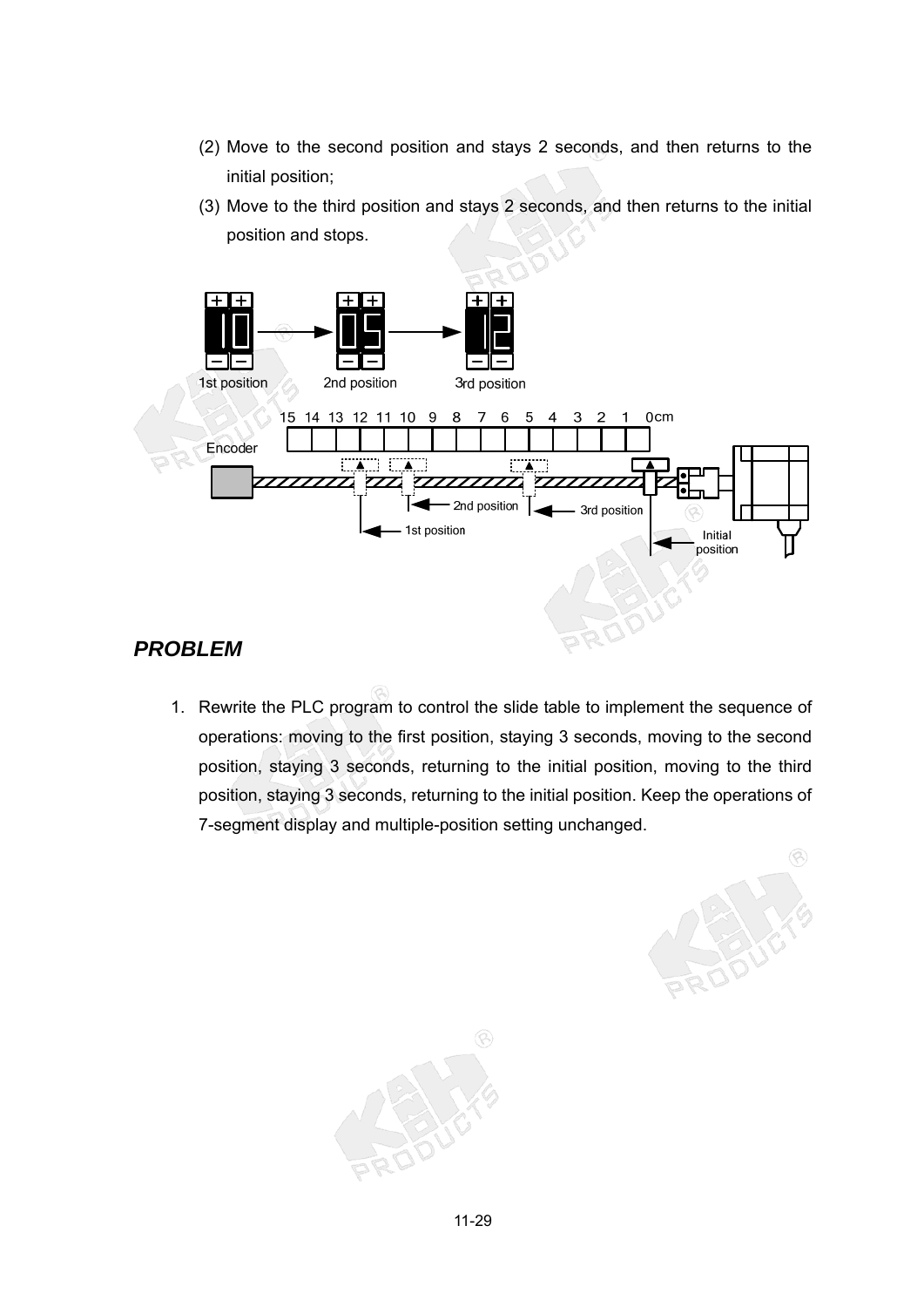(2) Move to the second position and stays 2 seconds, and then returns to the initial position;

(3) Move to the third position and stays 2 seconds, and then returns to the initial position and stops.

10
05
12
1st position
2nd position
3rd position
15 14 13 12 11 10 9 8 7 6 5 4 3 2 1 0cm
Encoder
2nd position
3rd position
1st position
Initial position

## *PROBLEM*

1. Rewrite the PLC program to control the slide table to implement the sequence of operations: moving to the first position, staying 3 seconds, moving to the second position, staying 3 seconds, returning to the initial position, moving to the third position, staying 3 seconds, returning to the initial position. Keep the operations of 7-segment display and multiple-position setting unchanged.